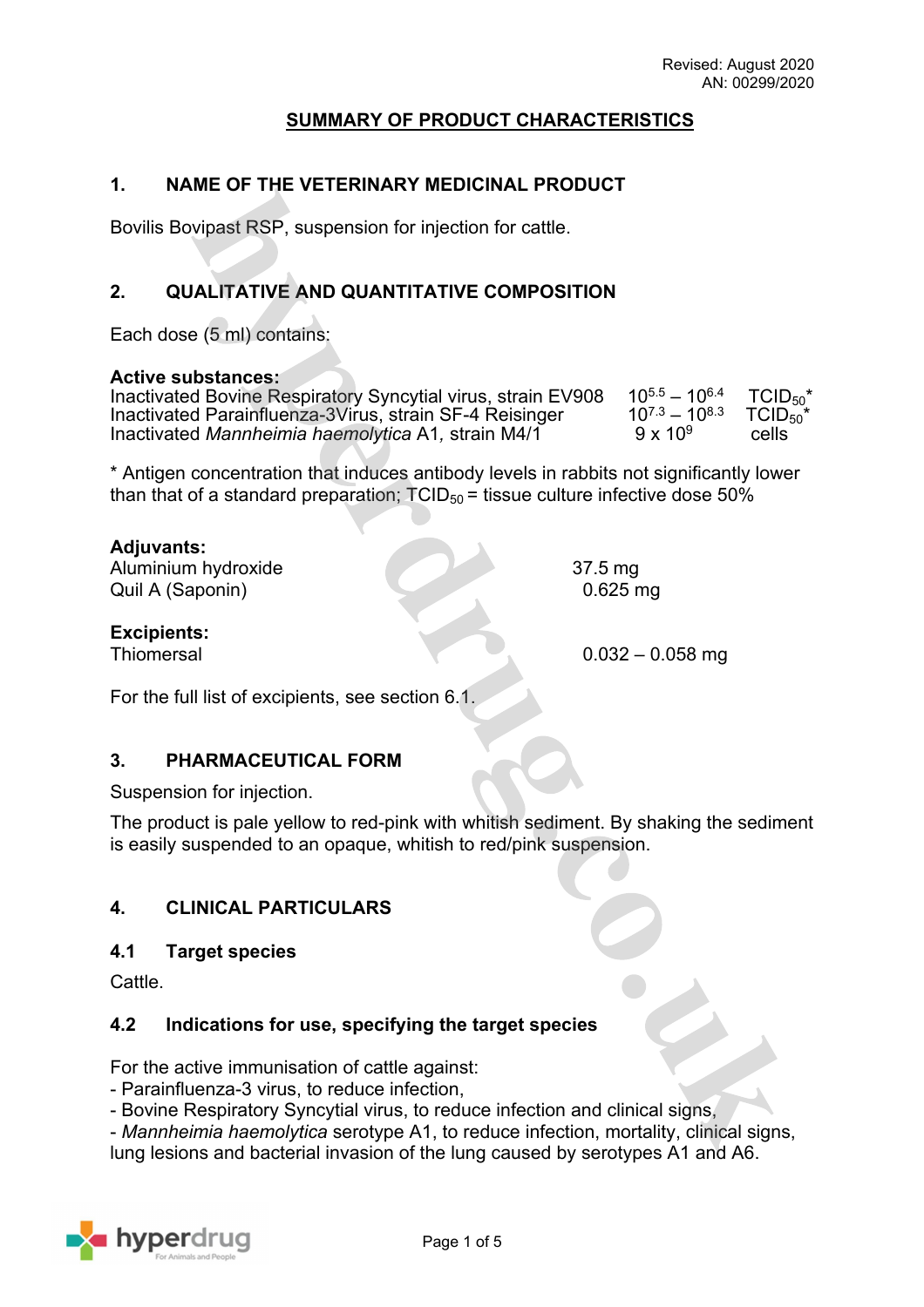Revised: August 2020
AN: 00299/2020

# SUMMARY OF PRODUCT CHARACTERISTICS

## 1. NAME OF THE VETERINARY MEDICINAL PRODUCT

Bovilis Bovipast RSP, suspension for injection for cattle.

## 2. QUALITATIVE AND QUANTITATIVE COMPOSITION

Each dose (5 ml) contains:

**Active substances:**

| | | |
|---|---|---|
| Inactivated Bovine Respiratory Syncytial virus, strain EV908 | $10^{5.5} – 10^{6.4}$ | $TCID_{50}$* |
| Inactivated Parainfluenza-3Virus, strain SF-4 Reisinger | $10^{7.3} – 10^{8.3}$ | $TCID_{50}$* |
| Inactivated *Mannheimia haemolytica* A1, strain M4/1 | $9 \times 10^9$ | cells |

* Antigen concentration that induces antibody levels in rabbits not significantly lower than that of a standard preparation; $TCID_{50}$ = tissue culture infective dose 50%

**Adjuvants:**

| | |
|---|---|
| Aluminium hydroxide | 37.5 mg |
| Quil A (Saponin) | 0.625 mg |

**Excipients:**

| | |
|---|---|
| Thiomersal | 0.032 – 0.058 mg |

For the full list of excipients, see section 6.1.

## 3. PHARMACEUTICAL FORM

Suspension for injection.

The product is pale yellow to red-pink with whitish sediment. By shaking the sediment is easily suspended to an opaque, whitish to red/pink suspension.

## 4. CLINICAL PARTICULARS

### 4.1 Target species

Cattle.

### 4.2 Indications for use, specifying the target species

For the active immunisation of cattle against:
- Parainfluenza-3 virus, to reduce infection,
- Bovine Respiratory Syncytial virus, to reduce infection and clinical signs,
- *Mannheimia haemolytica* serotype A1, to reduce infection, mortality, clinical signs, lung lesions and bacterial invasion of the lung caused by serotypes A1 and A6.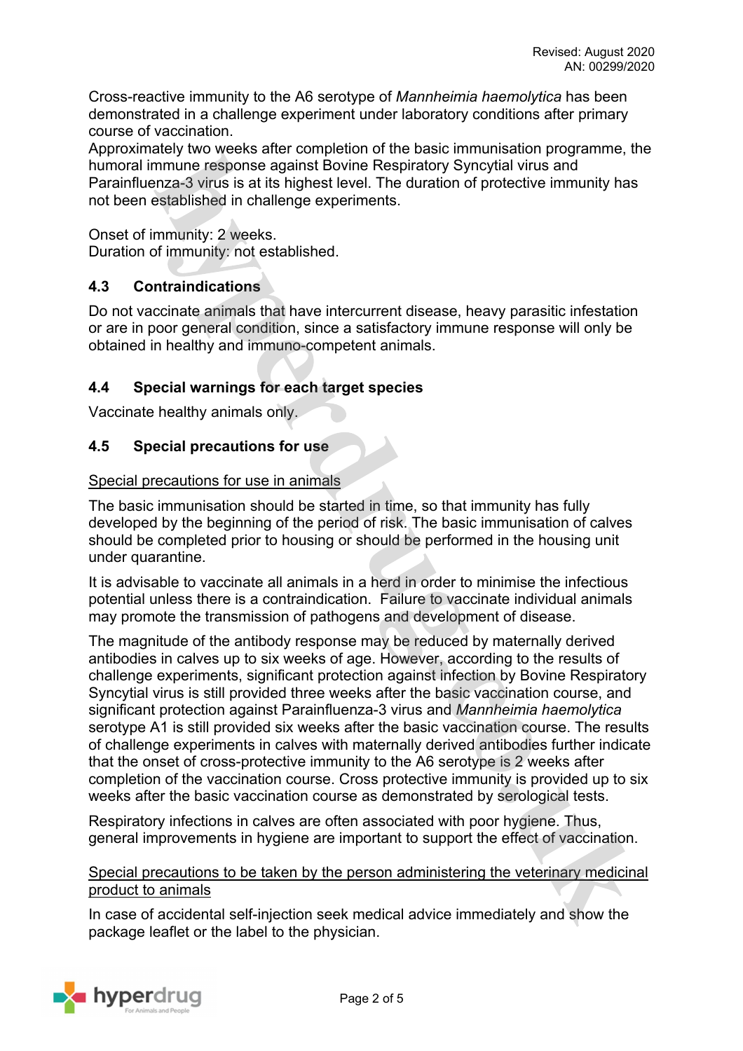Cross-reactive immunity to the A6 serotype of *Mannheimia haemolytica* has been demonstrated in a challenge experiment under laboratory conditions after primary course of vaccination.
Approximately two weeks after completion of the basic immunisation programme, the humoral immune response against Bovine Respiratory Syncytial virus and Parainfluenza-3 virus is at its highest level. The duration of protective immunity has not been established in challenge experiments.

Onset of immunity: 2 weeks.
Duration of immunity: not established.

## 4.3 Contraindications

Do not vaccinate animals that have intercurrent disease, heavy parasitic infestation or are in poor general condition, since a satisfactory immune response will only be obtained in healthy and immuno-competent animals.

## 4.4 Special warnings for each target species

Vaccinate healthy animals only.

## 4.5 Special precautions for use

Special precautions for use in animals

The basic immunisation should be started in time, so that immunity has fully developed by the beginning of the period of risk. The basic immunisation of calves should be completed prior to housing or should be performed in the housing unit under quarantine.

It is advisable to vaccinate all animals in a herd in order to minimise the infectious potential unless there is a contraindication. Failure to vaccinate individual animals may promote the transmission of pathogens and development of disease.

The magnitude of the antibody response may be reduced by maternally derived antibodies in calves up to six weeks of age. However, according to the results of challenge experiments, significant protection against infection by Bovine Respiratory Syncytial virus is still provided three weeks after the basic vaccination course, and significant protection against Parainfluenza-3 virus and *Mannheimia haemolytica* serotype A1 is still provided six weeks after the basic vaccination course. The results of challenge experiments in calves with maternally derived antibodies further indicate that the onset of cross-protective immunity to the A6 serotype is 2 weeks after completion of the vaccination course. Cross protective immunity is provided up to six weeks after the basic vaccination course as demonstrated by serological tests.

Respiratory infections in calves are often associated with poor hygiene. Thus, general improvements in hygiene are important to support the effect of vaccination.

Special precautions to be taken by the person administering the veterinary medicinal product to animals

In case of accidental self-injection seek medical advice immediately and show the package leaflet or the label to the physician.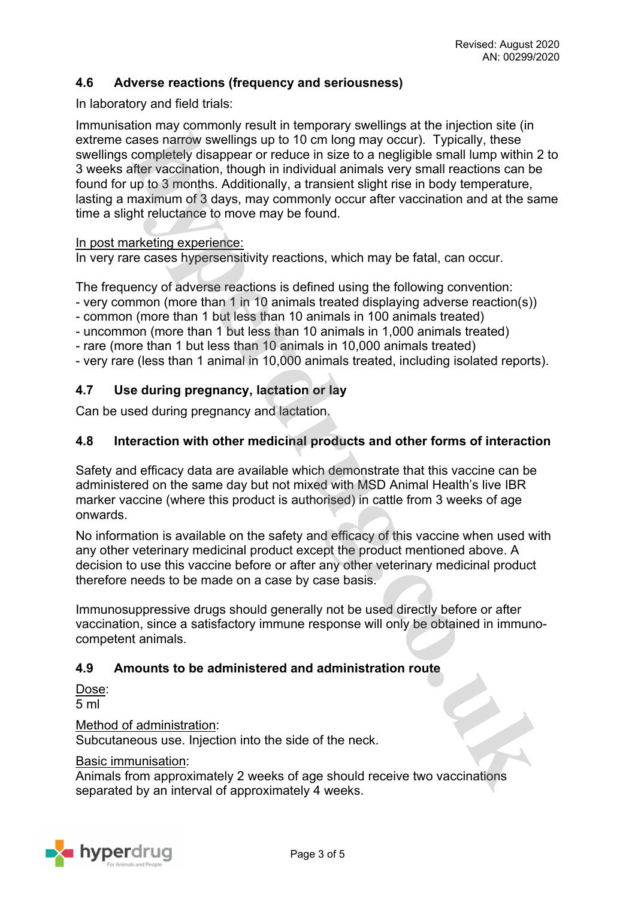## 4.6 Adverse reactions (frequency and seriousness)

In laboratory and field trials:

Immunisation may commonly result in temporary swellings at the injection site (in extreme cases narrow swellings up to 10 cm long may occur). Typically, these swellings completely disappear or reduce in size to a negligible small lump within 2 to 3 weeks after vaccination, though in individual animals very small reactions can be found for up to 3 months. Additionally, a transient slight rise in body temperature, lasting a maximum of 3 days, may commonly occur after vaccination and at the same time a slight reluctance to move may be found.

In post marketing experience:
In very rare cases hypersensitivity reactions, which may be fatal, can occur.

The frequency of adverse reactions is defined using the following convention:
- very common (more than 1 in 10 animals treated displaying adverse reaction(s))
- common (more than 1 but less than 10 animals in 100 animals treated)
- uncommon (more than 1 but less than 10 animals in 1,000 animals treated)
- rare (more than 1 but less than 10 animals in 10,000 animals treated)
- very rare (less than 1 animal in 10,000 animals treated, including isolated reports).

## 4.7 Use during pregnancy, lactation or lay

Can be used during pregnancy and lactation.

## 4.8 Interaction with other medicinal products and other forms of interaction

Safety and efficacy data are available which demonstrate that this vaccine can be administered on the same day but not mixed with MSD Animal Health's live IBR marker vaccine (where this product is authorised) in cattle from 3 weeks of age onwards.

No information is available on the safety and efficacy of this vaccine when used with any other veterinary medicinal product except the product mentioned above. A decision to use this vaccine before or after any other veterinary medicinal product therefore needs to be made on a case by case basis.

Immunosuppressive drugs should generally not be used directly before or after vaccination, since a satisfactory immune response will only be obtained in immuno-competent animals.

## 4.9 Amounts to be administered and administration route

Dose:
5 ml

Method of administration:
Subcutaneous use. Injection into the side of the neck.

Basic immunisation:
Animals from approximately 2 weeks of age should receive two vaccinations separated by an interval of approximately 4 weeks.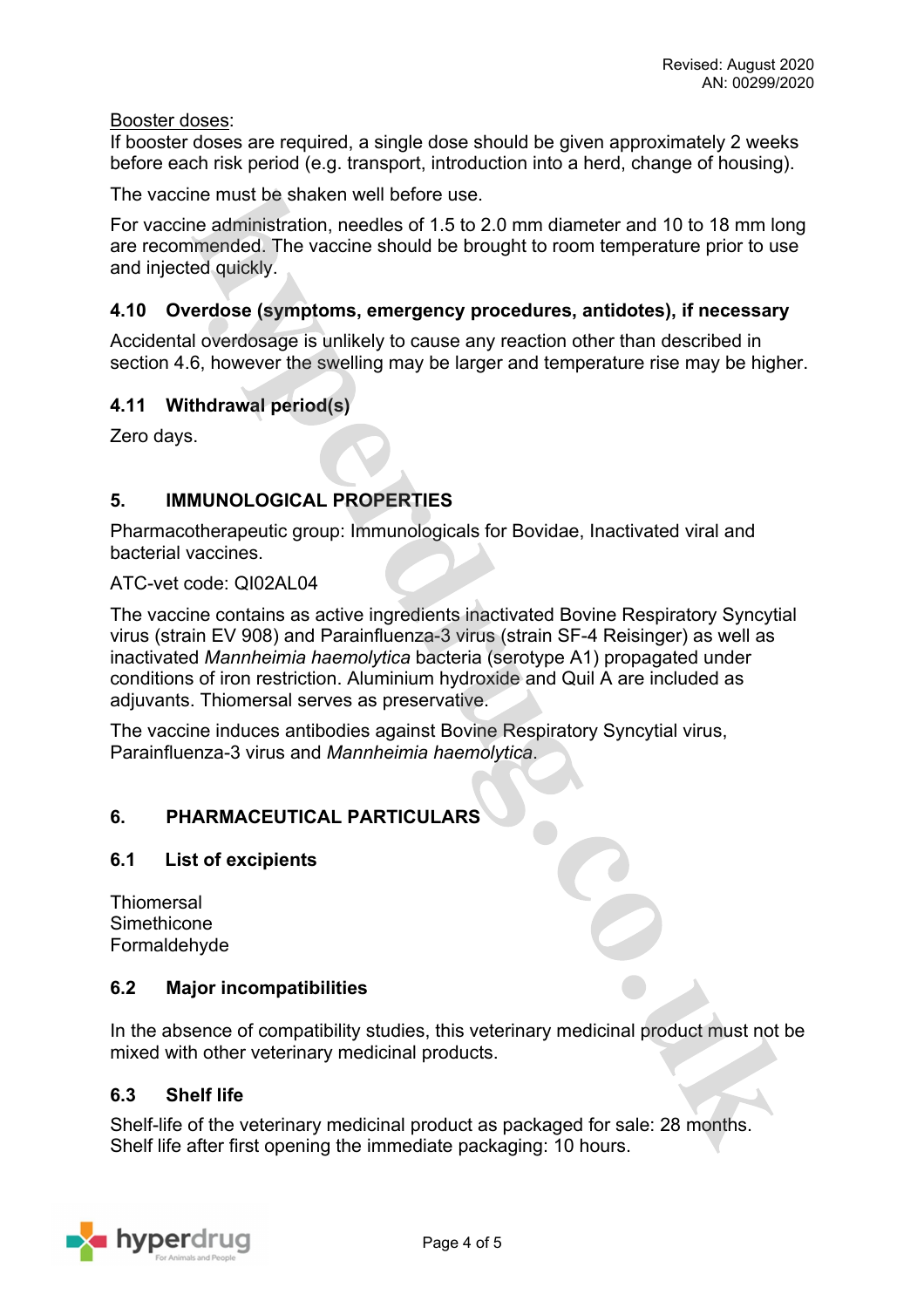Booster doses:
If booster doses are required, a single dose should be given approximately 2 weeks before each risk period (e.g. transport, introduction into a herd, change of housing).

The vaccine must be shaken well before use.

For vaccine administration, needles of 1.5 to 2.0 mm diameter and 10 to 18 mm long are recommended. The vaccine should be brought to room temperature prior to use and injected quickly.

### 4.10 Overdose (symptoms, emergency procedures, antidotes), if necessary

Accidental overdosage is unlikely to cause any reaction other than described in section 4.6, however the swelling may be larger and temperature rise may be higher.

### 4.11 Withdrawal period(s)

Zero days.

## 5. IMMUNOLOGICAL PROPERTIES

Pharmacotherapeutic group: Immunologicals for Bovidae, Inactivated viral and bacterial vaccines.

ATC-vet code: QI02AL04

The vaccine contains as active ingredients inactivated Bovine Respiratory Syncytial virus (strain EV 908) and Parainfluenza-3 virus (strain SF-4 Reisinger) as well as inactivated *Mannheimia haemolytica* bacteria (serotype A1) propagated under conditions of iron restriction. Aluminium hydroxide and Quil A are included as adjuvants. Thiomersal serves as preservative.

The vaccine induces antibodies against Bovine Respiratory Syncytial virus, Parainfluenza-3 virus and *Mannheimia haemolytica*.

## 6. PHARMACEUTICAL PARTICULARS

### 6.1 List of excipients

Thiomersal
Simethicone
Formaldehyde

### 6.2 Major incompatibilities

In the absence of compatibility studies, this veterinary medicinal product must not be mixed with other veterinary medicinal products.

### 6.3 Shelf life

Shelf-life of the veterinary medicinal product as packaged for sale: 28 months.
Shelf life after first opening the immediate packaging: 10 hours.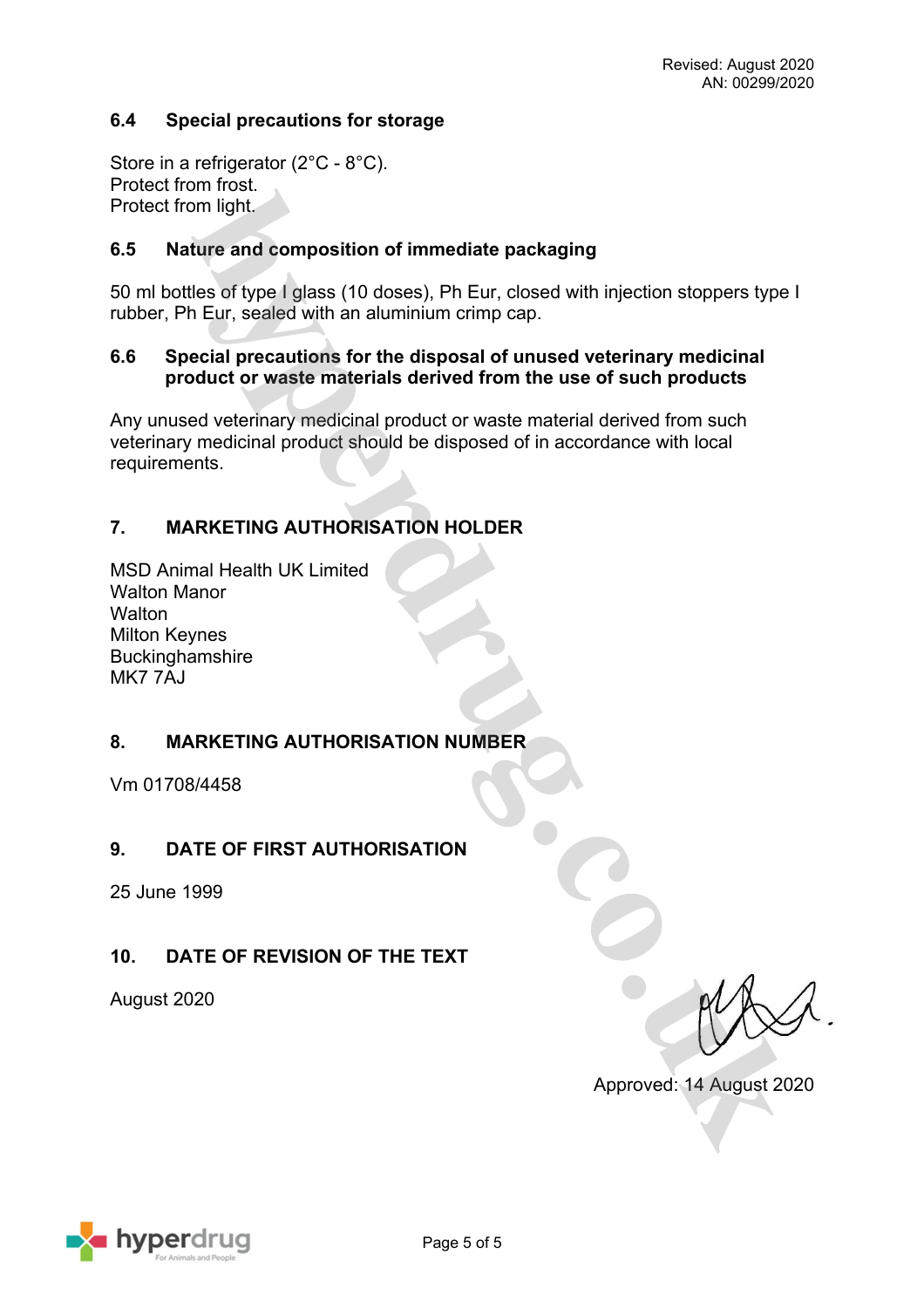Revised: August 2020
AN: 00299/2020

### 6.4 Special precautions for storage

Store in a refrigerator (2°C - 8°C).
Protect from frost.
Protect from light.

### 6.5 Nature and composition of immediate packaging

50 ml bottles of type I glass (10 doses), Ph Eur, closed with injection stoppers type I rubber, Ph Eur, sealed with an aluminium crimp cap.

### 6.6 Special precautions for the disposal of unused veterinary medicinal product or waste materials derived from the use of such products

Any unused veterinary medicinal product or waste material derived from such veterinary medicinal product should be disposed of in accordance with local requirements.

## 7. MARKETING AUTHORISATION HOLDER

MSD Animal Health UK Limited
Walton Manor
Walton
Milton Keynes
Buckinghamshire
MK7 7AJ

## 8. MARKETING AUTHORISATION NUMBER

Vm 01708/4458

## 9. DATE OF FIRST AUTHORISATION

25 June 1999

## 10. DATE OF REVISION OF THE TEXT

August 2020

Approved: 14 August 2020